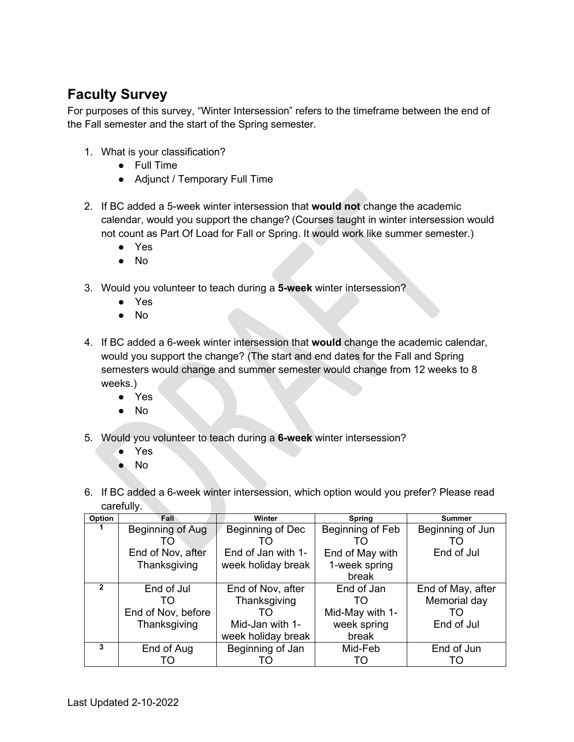## Faculty Survey

For purposes of this survey, "Winter Intersession" refers to the timeframe between the end of the Fall semester and the start of the Spring semester.

1. What is your classification?
   - Full Time
   - Adjunct / Temporary Full Time

2. If BC added a 5-week winter intersession that **would not** change the academic calendar, would you support the change? (Courses taught in winter intersession would not count as Part Of Load for Fall or Spring. It would work like summer semester.)
   - Yes
   - No

3. Would you volunteer to teach during a **5-week** winter intersession?
   - Yes
   - No

4. If BC added a 6-week winter intersession that **would** change the academic calendar, would you support the change? (The start and end dates for the Fall and Spring semesters would change and summer semester would change from 12 weeks to 8 weeks.)
   - Yes
   - No

5. Would you volunteer to teach during a **6-week** winter intersession?
   - Yes
   - No

6. If BC added a 6-week winter intersession, which option would you prefer? Please read carefully.

| Option | Fall | Winter | Spring | Summer |
|---|---|---|---|---|
| 1 | Beginning of Aug TO End of Nov, after Thanksgiving | Beginning of Dec TO End of Jan with 1-week holiday break | Beginning of Feb TO End of May with 1-week spring break | Beginning of Jun TO End of Jul |
| 2 | End of Jul TO End of Nov, before Thanksgiving | End of Nov, after Thanksgiving TO Mid-Jan with 1-week holiday break | End of Jan TO Mid-May with 1-week spring break | End of May, after Memorial day TO End of Jul |
| 3 | End of Aug TO | Beginning of Jan TO | Mid-Feb TO | End of Jun TO |

Last Updated 2-10-2022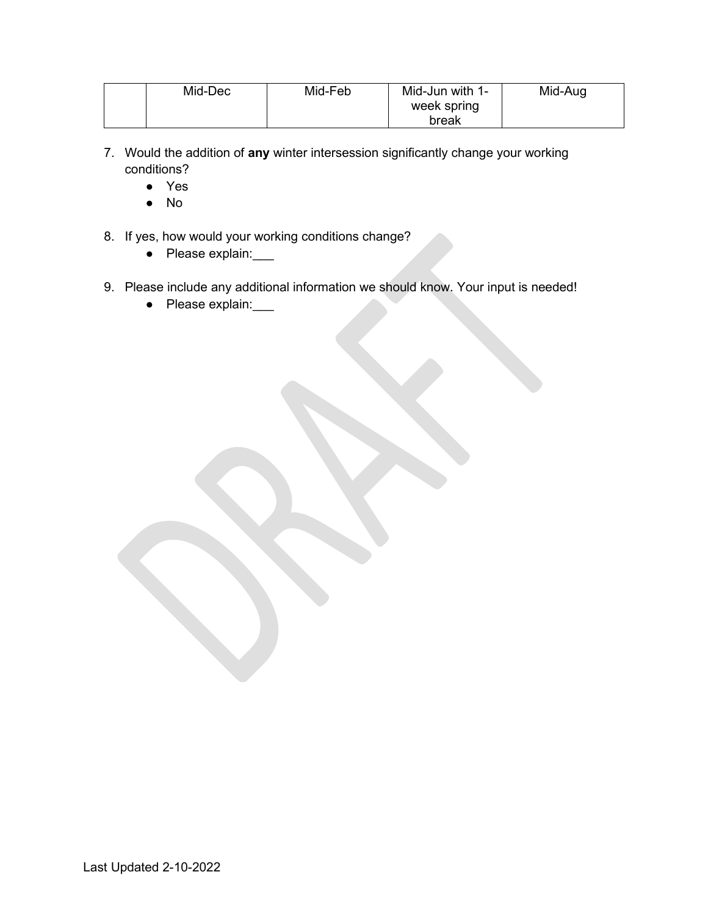| | Mid-Dec | Mid-Feb | Mid-Jun with 1-week spring break | Mid-Aug |
|---|---|---|---|---|

7. Would the addition of **any** winter intersession significantly change your working conditions?
   - Yes
   - No

8. If yes, how would your working conditions change?
   - Please explain:___

9. Please include any additional information we should know. Your input is needed!
   - Please explain:___

Last Updated 2-10-2022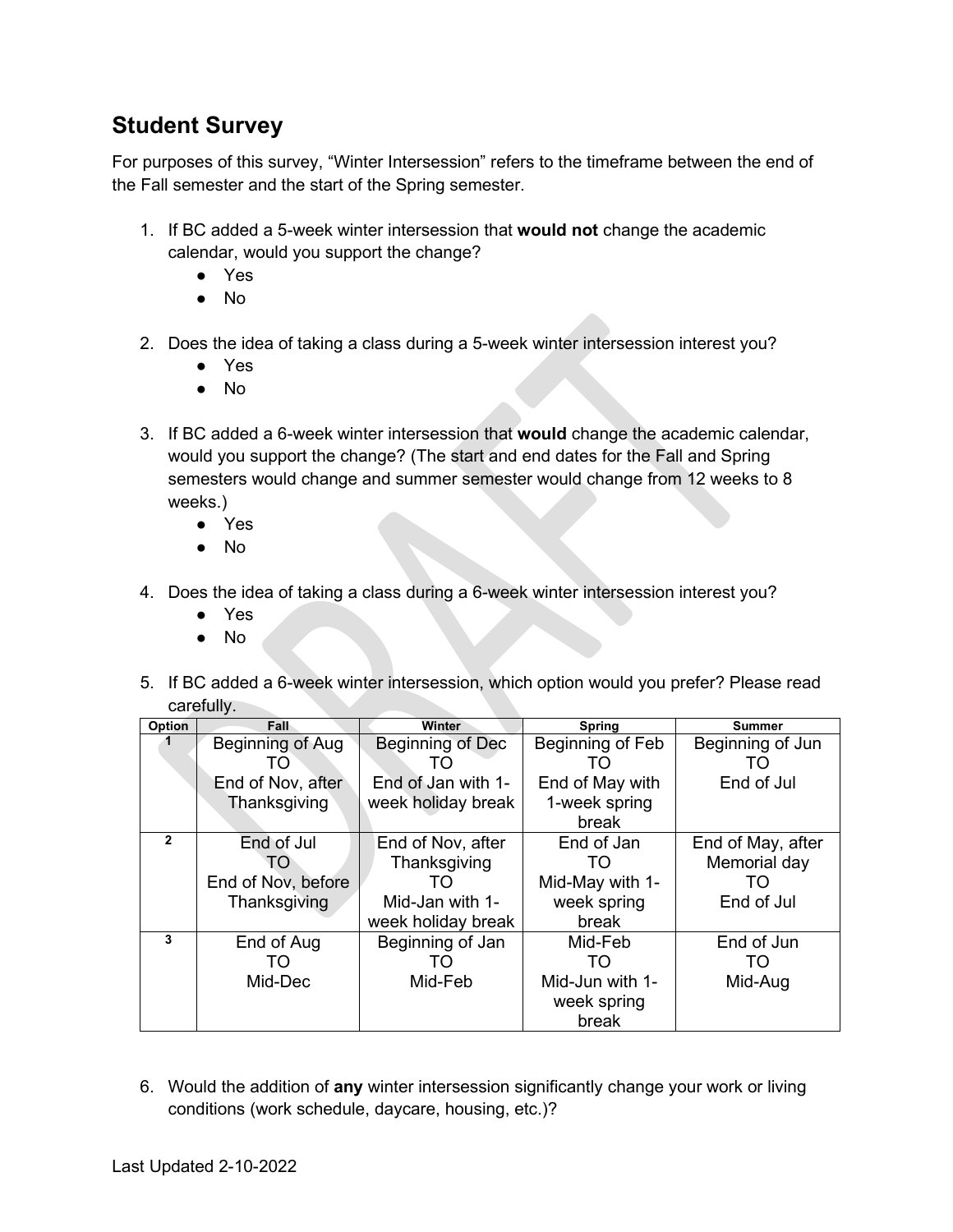## Student Survey

For purposes of this survey, "Winter Intersession" refers to the timeframe between the end of the Fall semester and the start of the Spring semester.

1. If BC added a 5-week winter intersession that **would not** change the academic calendar, would you support the change?
   - Yes
   - No

2. Does the idea of taking a class during a 5-week winter intersession interest you?
   - Yes
   - No

3. If BC added a 6-week winter intersession that **would** change the academic calendar, would you support the change? (The start and end dates for the Fall and Spring semesters would change and summer semester would change from 12 weeks to 8 weeks.)
   - Yes
   - No

4. Does the idea of taking a class during a 6-week winter intersession interest you?
   - Yes
   - No

5. If BC added a 6-week winter intersession, which option would you prefer? Please read carefully.

| Option | Fall | Winter | Spring | Summer |
|---|---|---|---|---|
| 1 | Beginning of Aug TO End of Nov, after Thanksgiving | Beginning of Dec TO End of Jan with 1-week holiday break | Beginning of Feb TO End of May with 1-week spring break | Beginning of Jun TO End of Jul |
| 2 | End of Jul TO End of Nov, before Thanksgiving | End of Nov, after Thanksgiving TO Mid-Jan with 1-week holiday break | End of Jan TO Mid-May with 1-week spring break | End of May, after Memorial day TO End of Jul |
| 3 | End of Aug TO Mid-Dec | Beginning of Jan TO Mid-Feb | Mid-Feb TO Mid-Jun with 1-week spring break | End of Jun TO Mid-Aug |

6. Would the addition of **any** winter intersession significantly change your work or living conditions (work schedule, daycare, housing, etc.)?

Last Updated 2-10-2022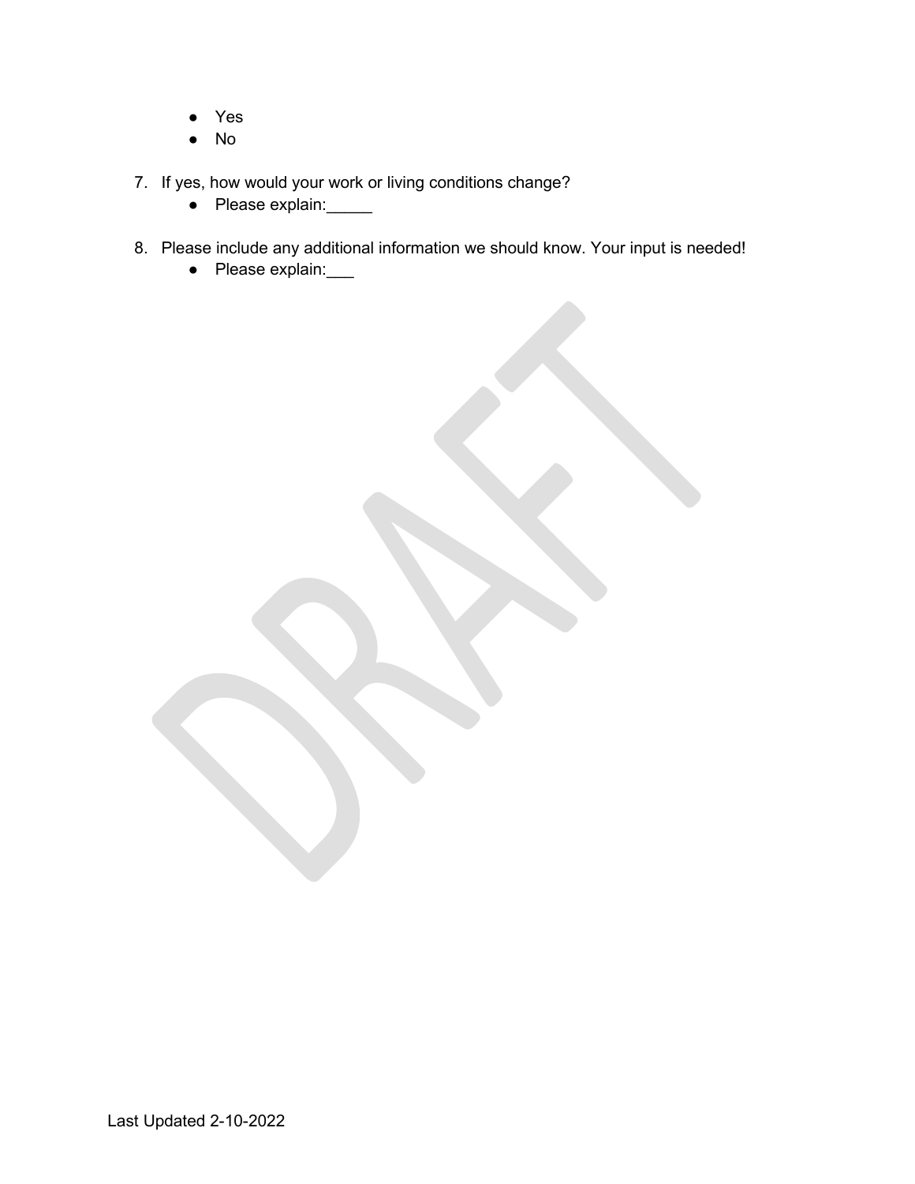- Yes
- No

7. If yes, how would your work or living conditions change?
    - Please explain:_____

8. Please include any additional information we should know. Your input is needed!
    - Please explain:___

DRAFT

Last Updated 2-10-2022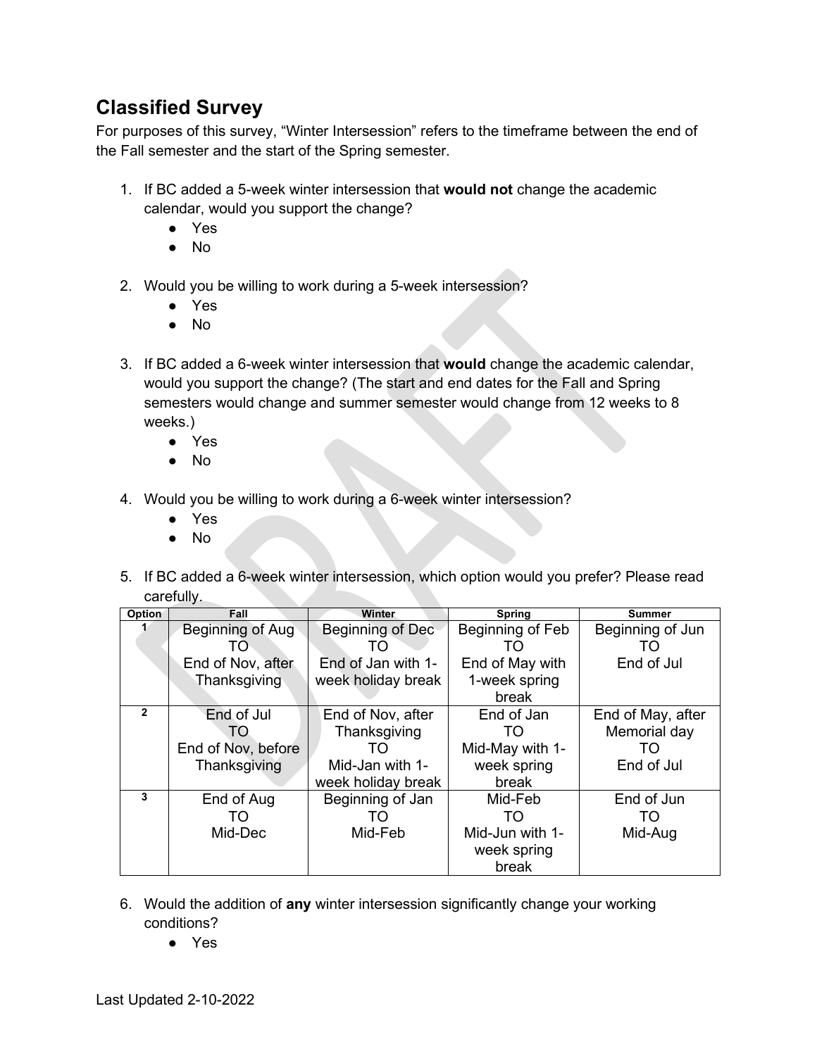## Classified Survey

For purposes of this survey, “Winter Intersession” refers to the timeframe between the end of the Fall semester and the start of the Spring semester.

1. If BC added a 5-week winter intersession that **would not** change the academic calendar, would you support the change?
   - Yes
   - No
2. Would you be willing to work during a 5-week intersession?
   - Yes
   - No
3. If BC added a 6-week winter intersession that **would** change the academic calendar, would you support the change? (The start and end dates for the Fall and Spring semesters would change and summer semester would change from 12 weeks to 8 weeks.)
   - Yes
   - No
4. Would you be willing to work during a 6-week winter intersession?
   - Yes
   - No
5. If BC added a 6-week winter intersession, which option would you prefer? Please read carefully.

| Option | Fall | Winter | Spring | Summer |
|---|---|---|---|---|
| 1 | Beginning of Aug TO End of Nov, after Thanksgiving | Beginning of Dec TO End of Jan with 1-week holiday break | Beginning of Feb TO End of May with 1-week spring break | Beginning of Jun TO End of Jul |
| 2 | End of Jul TO End of Nov, before Thanksgiving | End of Nov, after Thanksgiving TO Mid-Jan with 1-week holiday break | End of Jan TO Mid-May with 1-week spring break | End of May, after Memorial day TO End of Jul |
| 3 | End of Aug TO Mid-Dec | Beginning of Jan TO Mid-Feb | Mid-Feb TO Mid-Jun with 1-week spring break | End of Jun TO Mid-Aug |

6. Would the addition of **any** winter intersession significantly change your working conditions?
   - Yes

Last Updated 2-10-2022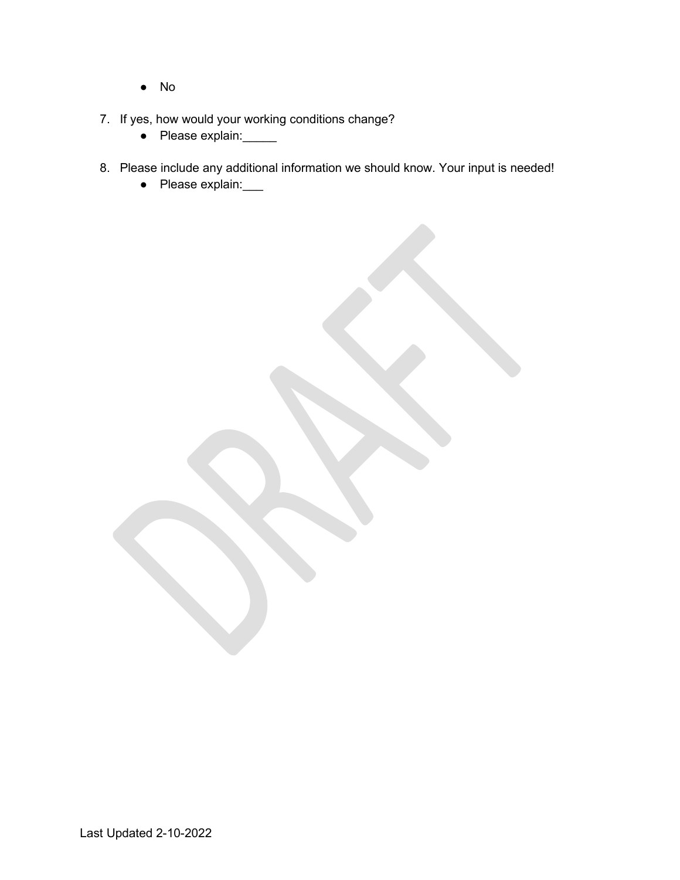- No

7. If yes, how would your working conditions change?
    - Please explain:_____

8. Please include any additional information we should know. Your input is needed!
    - Please explain:___

Last Updated 2-10-2022